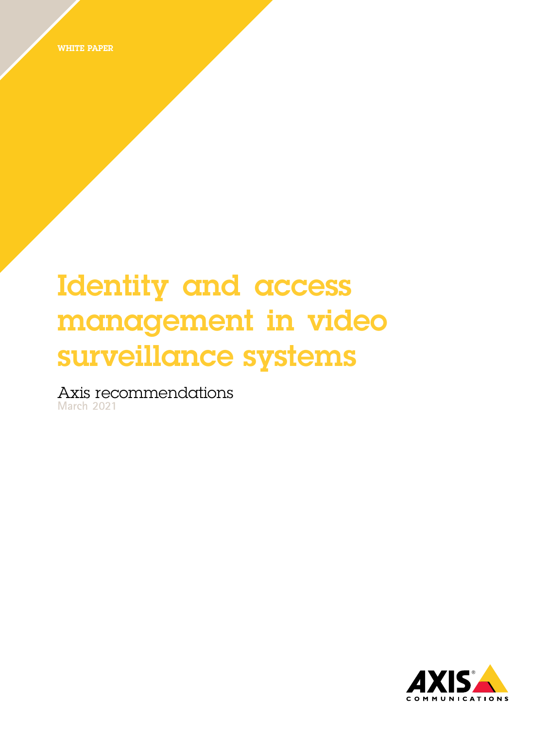WHITE PAPER

# Identity and access management in video surveillance systems

## Axis recommendations

March 2021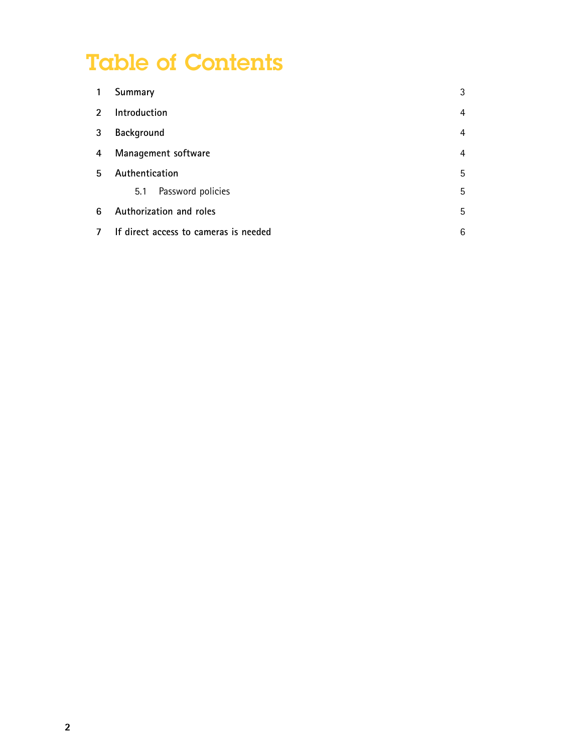# Table of Contents

| | | |
|---|---|---|
| 1 | Summary | 3 |
| 2 | Introduction | 4 |
| 3 | Background | 4 |
| 4 | Management software | 4 |
| 5 | Authentication | 5 |
| | 5.1 Password policies | 5 |
| 6 | Authorization and roles | 5 |
| 7 | If direct access to cameras is needed | 6 |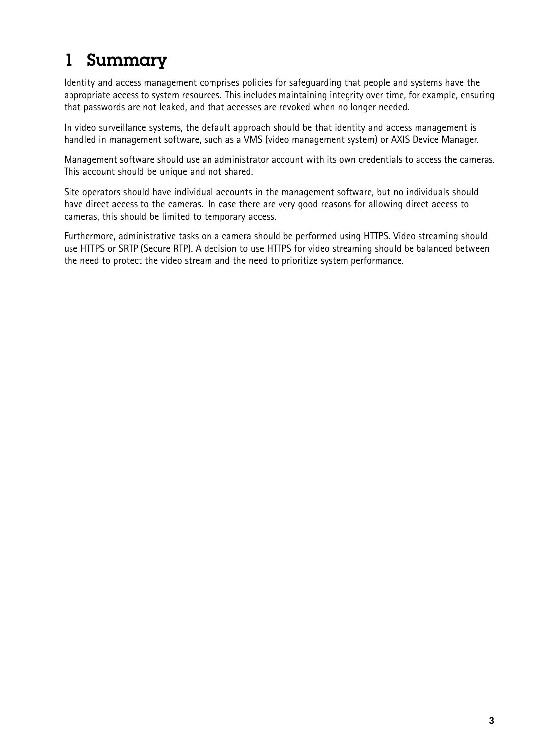# 1 Summary

Identity and access management comprises policies for safeguarding that people and systems have the appropriate access to system resources. This includes maintaining integrity over time, for example, ensuring that passwords are not leaked, and that accesses are revoked when no longer needed.

In video surveillance systems, the default approach should be that identity and access management is handled in management software, such as a VMS (video management system) or AXIS Device Manager.

Management software should use an administrator account with its own credentials to access the cameras. This account should be unique and not shared.

Site operators should have individual accounts in the management software, but no individuals should have direct access to the cameras. In case there are very good reasons for allowing direct access to cameras, this should be limited to temporary access.

Furthermore, administrative tasks on a camera should be performed using HTTPS. Video streaming should use HTTPS or SRTP (Secure RTP). A decision to use HTTPS for video streaming should be balanced between the need to protect the video stream and the need to prioritize system performance.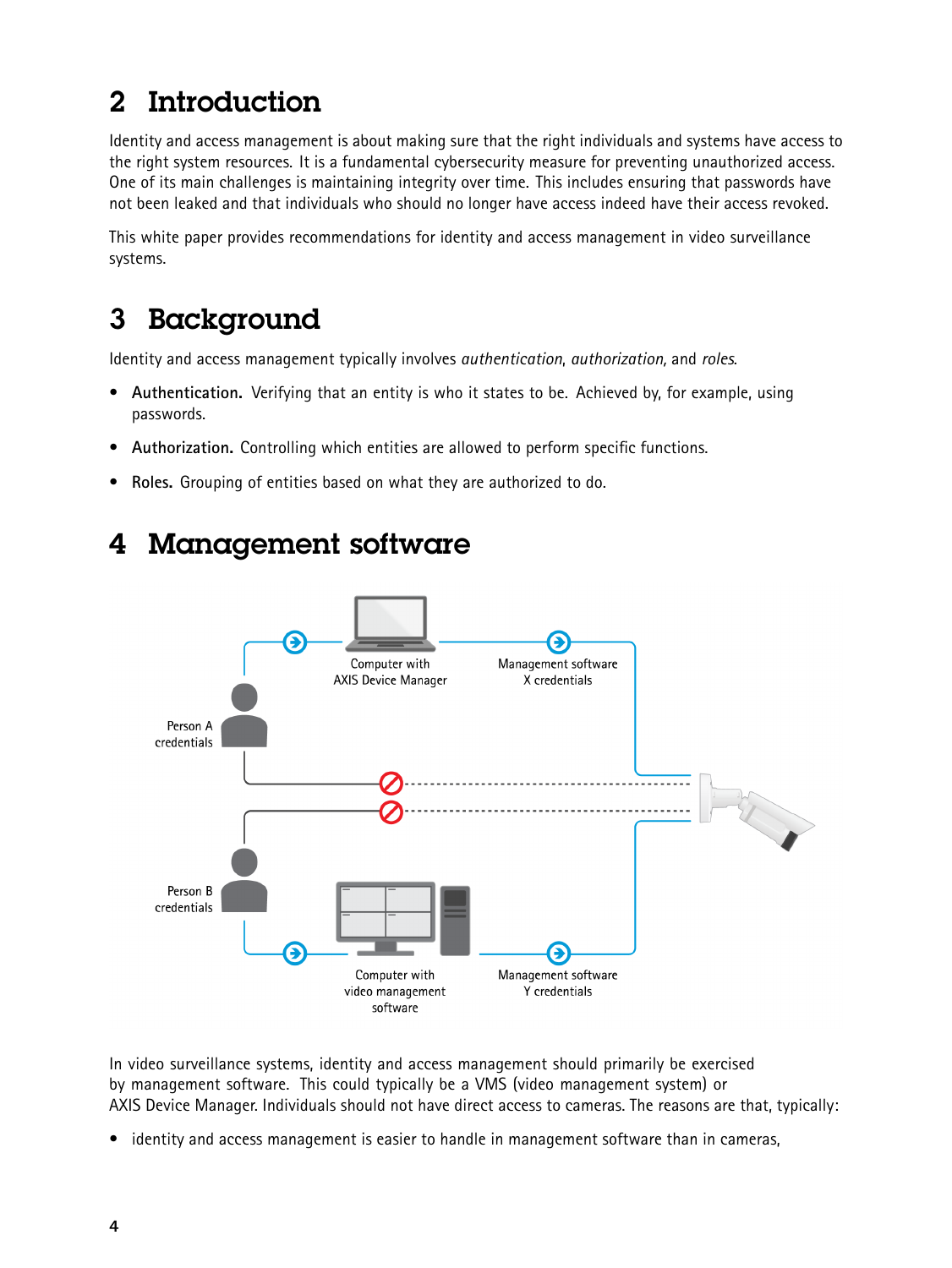# 2 Introduction

Identity and access management is about making sure that the right individuals and systems have access to the right system resources. It is a fundamental cybersecurity measure for preventing unauthorized access. One of its main challenges is maintaining integrity over time. This includes ensuring that passwords have not been leaked and that individuals who should no longer have access indeed have their access revoked.

This white paper provides recommendations for identity and access management in video surveillance systems.

# 3 Background

Identity and access management typically involves *authentication*, *authorization,* and *roles*.

- **Authentication.** Verifying that an entity is who it states to be. Achieved by, for example, using passwords.
- **Authorization.** Controlling which entities are allowed to perform specific functions.
- **Roles.** Grouping of entities based on what they are authorized to do.

# 4 Management software

In video surveillance systems, identity and access management should primarily be exercised by management software. This could typically be a VMS (video management system) or AXIS Device Manager. Individuals should not have direct access to cameras. The reasons are that, typically:

- identity and access management is easier to handle in management software than in cameras,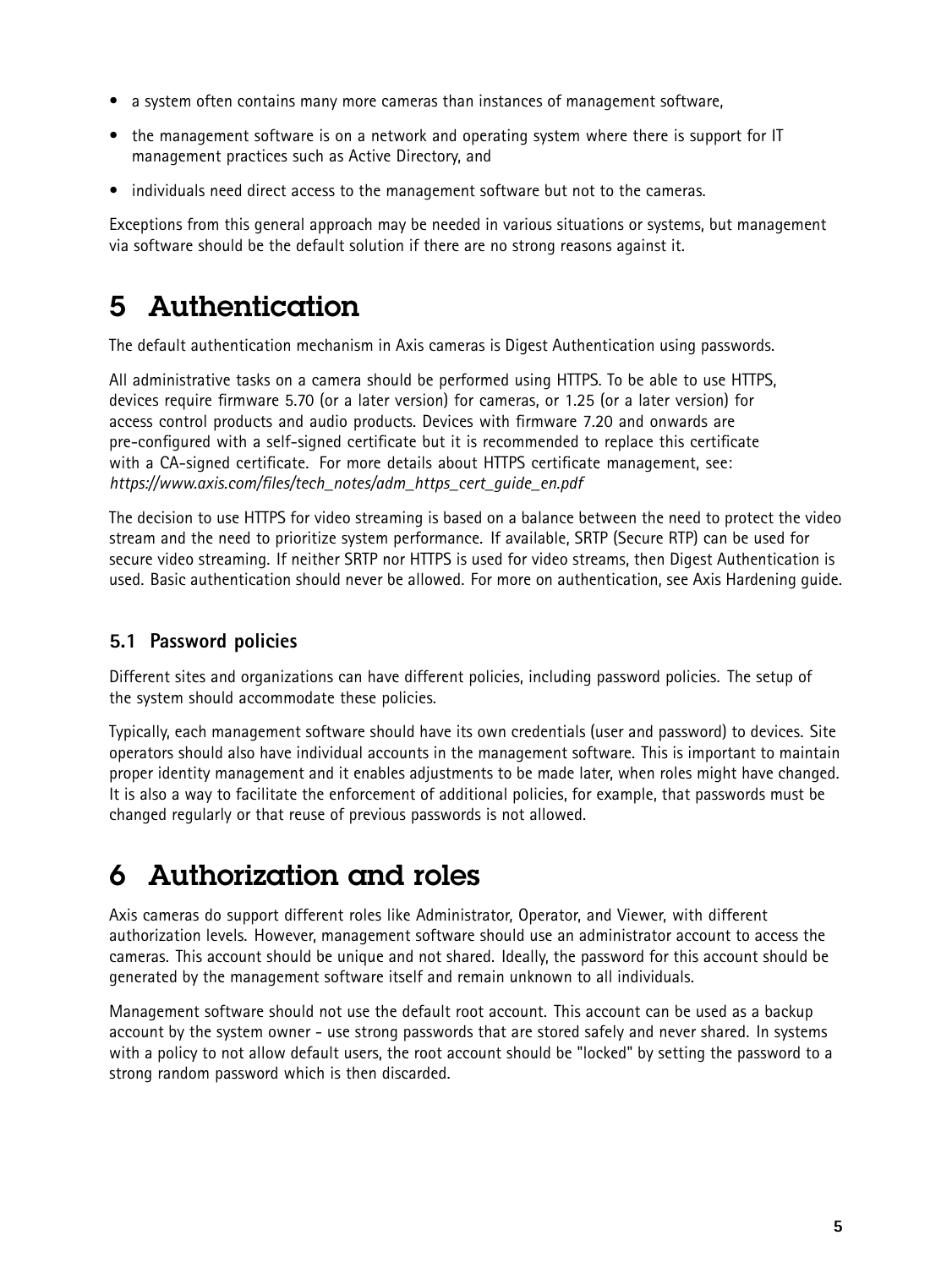- a system often contains many more cameras than instances of management software,
- the management software is on a network and operating system where there is support for IT management practices such as Active Directory, and
- individuals need direct access to the management software but not to the cameras.

Exceptions from this general approach may be needed in various situations or systems, but management via software should be the default solution if there are no strong reasons against it.

# 5 Authentication

The default authentication mechanism in Axis cameras is Digest Authentication using passwords.

All administrative tasks on a camera should be performed using HTTPS. To be able to use HTTPS, devices require firmware 5.70 (or a later version) for cameras, or 1.25 (or a later version) for access control products and audio products. Devices with firmware 7.20 and onwards are pre-configured with a self-signed certificate but it is recommended to replace this certificate with a CA-signed certificate. For more details about HTTPS certificate management, see: *https://www.axis.com/files/tech_notes/adm_https_cert_guide_en.pdf*

The decision to use HTTPS for video streaming is based on a balance between the need to protect the video stream and the need to prioritize system performance. If available, SRTP (Secure RTP) can be used for secure video streaming. If neither SRTP nor HTTPS is used for video streams, then Digest Authentication is used. Basic authentication should never be allowed. For more on authentication, see Axis Hardening guide.

## 5.1 Password policies

Different sites and organizations can have different policies, including password policies. The setup of the system should accommodate these policies.

Typically, each management software should have its own credentials (user and password) to devices. Site operators should also have individual accounts in the management software. This is important to maintain proper identity management and it enables adjustments to be made later, when roles might have changed. It is also a way to facilitate the enforcement of additional policies, for example, that passwords must be changed regularly or that reuse of previous passwords is not allowed.

# 6 Authorization and roles

Axis cameras do support different roles like Administrator, Operator, and Viewer, with different authorization levels. However, management software should use an administrator account to access the cameras. This account should be unique and not shared. Ideally, the password for this account should be generated by the management software itself and remain unknown to all individuals.

Management software should not use the default root account. This account can be used as a backup account by the system owner - use strong passwords that are stored safely and never shared. In systems with a policy to not allow default users, the root account should be "locked" by setting the password to a strong random password which is then discarded.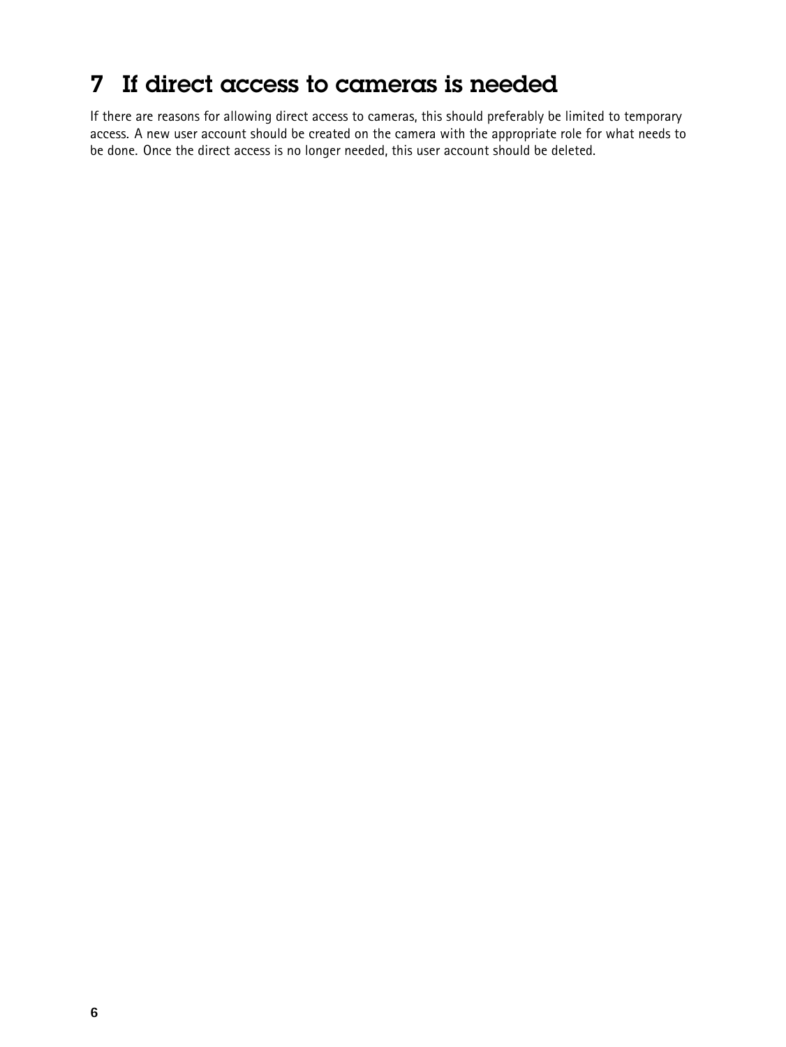# 7 If direct access to cameras is needed

If there are reasons for allowing direct access to cameras, this should preferably be limited to temporary access. A new user account should be created on the camera with the appropriate role for what needs to be done. Once the direct access is no longer needed, this user account should be deleted.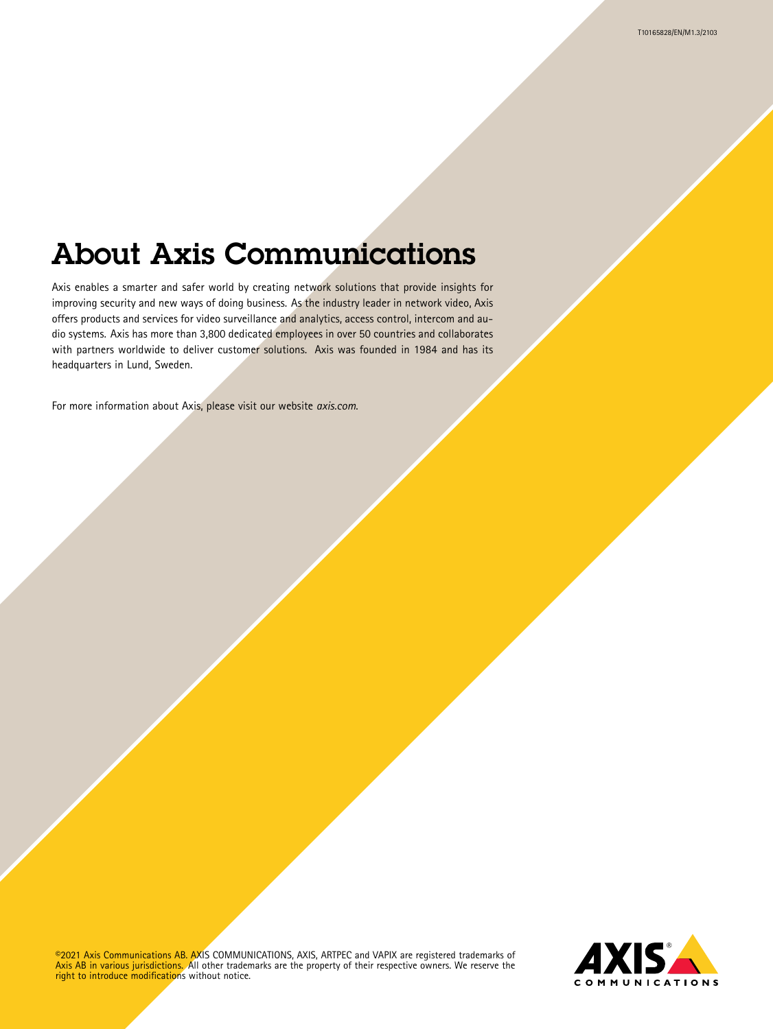# About Axis Communications

Axis enables a smarter and safer world by creating network solutions that provide insights for improving security and new ways of doing business. As the industry leader in network video, Axis offers products and services for video surveillance and analytics, access control, intercom and audio systems. Axis has more than 3,800 dedicated employees in over 50 countries and collaborates with partners worldwide to deliver customer solutions. Axis was founded in 1984 and has its headquarters in Lund, Sweden.

For more information about Axis, please visit our website *axis.com*.

©2021 Axis Communications AB. AXIS COMMUNICATIONS, AXIS, ARTPEC and VAPIX are registered trademarks of Axis AB in various jurisdictions. All other trademarks are the property of their respective owners. We reserve the right to introduce modifications without notice.

T10165828/EN/M1.3/2103